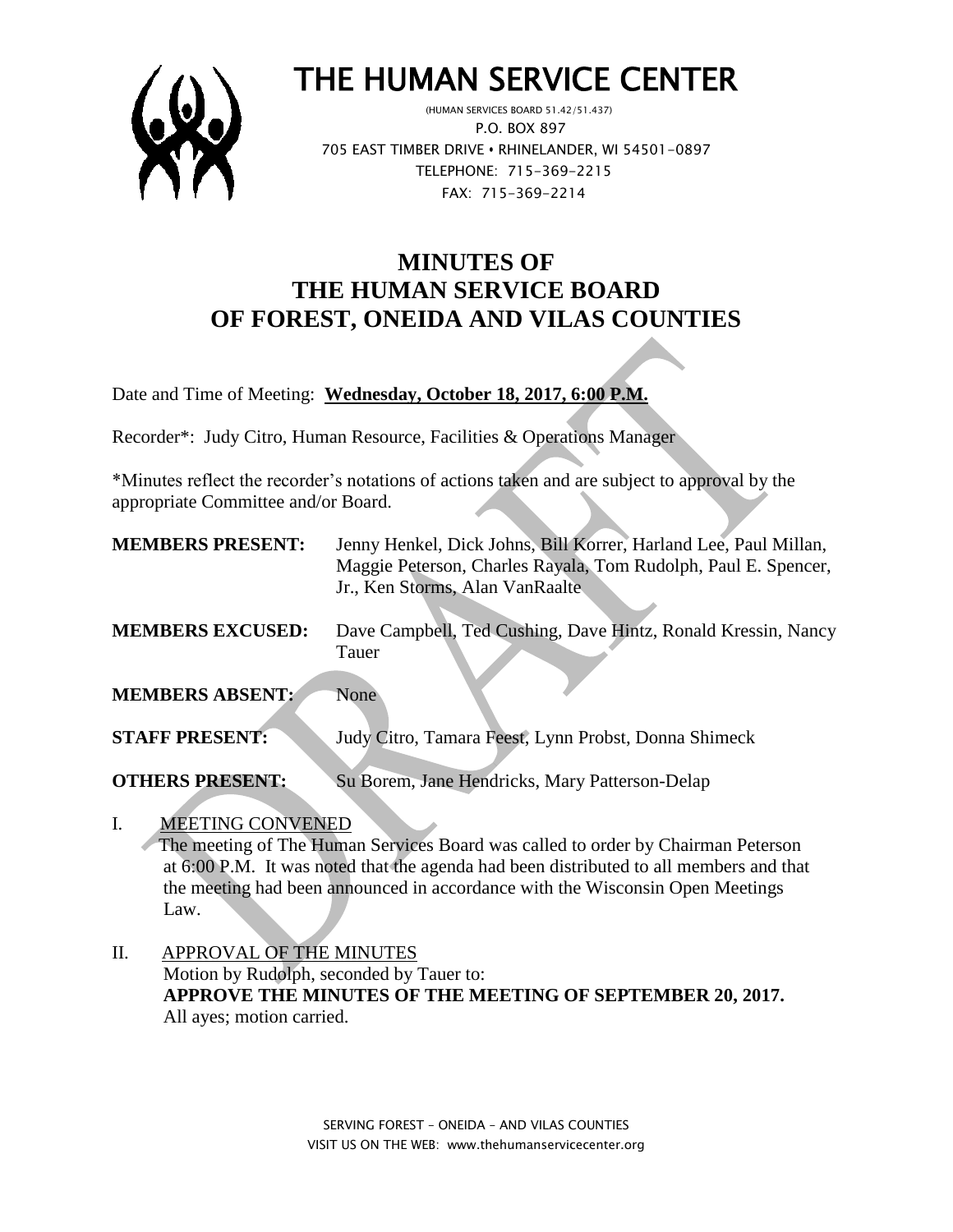# THE HUMAN SERVICE CENTER

(HUMAN SERVICES BOARD 51.42/51.437)
P.O. BOX 897
705 EAST TIMBER DRIVE • RHINELANDER, WI 54501-0897
TELEPHONE: 715-369-2215
FAX: 715-369-2214

## MINUTES OF THE HUMAN SERVICE BOARD OF FOREST, ONEIDA AND VILAS COUNTIES

Date and Time of Meeting: **Wednesday, October 18, 2017, 6:00 P.M.**

Recorder*: Judy Citro, Human Resource, Facilities & Operations Manager

*Minutes reflect the recorder's notations of actions taken and are subject to approval by the appropriate Committee and/or Board.

**MEMBERS PRESENT:** Jenny Henkel, Dick Johns, Bill Korrer, Harland Lee, Paul Millan, Maggie Peterson, Charles Rayala, Tom Rudolph, Paul E. Spencer, Jr., Ken Storms, Alan VanRaalte

**MEMBERS EXCUSED:** Dave Campbell, Ted Cushing, Dave Hintz, Ronald Kressin, Nancy Tauer

**MEMBERS ABSENT:** None

**STAFF PRESENT:** Judy Citro, Tamara Feest, Lynn Probst, Donna Shimeck

**OTHERS PRESENT:** Su Borem, Jane Hendricks, Mary Patterson-Delap

I. MEETING CONVENED

The meeting of The Human Services Board was called to order by Chairman Peterson at 6:00 P.M. It was noted that the agenda had been distributed to all members and that the meeting had been announced in accordance with the Wisconsin Open Meetings Law.

II. APPROVAL OF THE MINUTES

Motion by Rudolph, seconded by Tauer to:
**APPROVE THE MINUTES OF THE MEETING OF SEPTEMBER 20, 2017.**
All ayes; motion carried.

SERVING FOREST – ONEIDA – AND VILAS COUNTIES
VISIT US ON THE WEB: www.thehumanservicecenter.org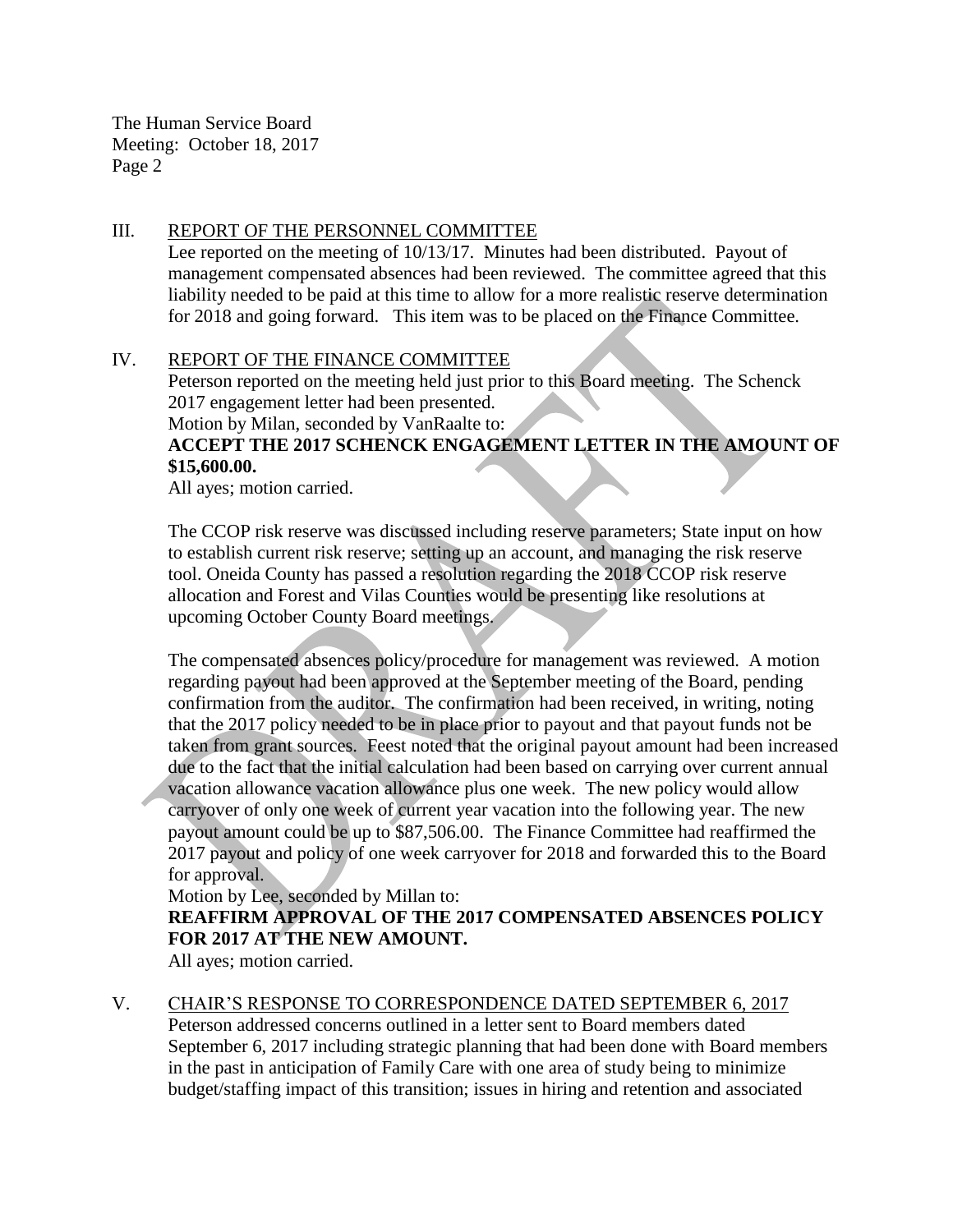III. REPORT OF THE PERSONNEL COMMITTEE

Lee reported on the meeting of 10/13/17. Minutes had been distributed. Payout of management compensated absences had been reviewed. The committee agreed that this liability needed to be paid at this time to allow for a more realistic reserve determination for 2018 and going forward. This item was to be placed on the Finance Committee.

IV. REPORT OF THE FINANCE COMMITTEE

Peterson reported on the meeting held just prior to this Board meeting. The Schenck 2017 engagement letter had been presented.

Motion by Milan, seconded by VanRaalte to:

**ACCEPT THE 2017 SCHENCK ENGAGEMENT LETTER IN THE AMOUNT OF $15,600.00.**

All ayes; motion carried.

The CCOP risk reserve was discussed including reserve parameters; State input on how to establish current risk reserve; setting up an account, and managing the risk reserve tool. Oneida County has passed a resolution regarding the 2018 CCOP risk reserve allocation and Forest and Vilas Counties would be presenting like resolutions at upcoming October County Board meetings.

The compensated absences policy/procedure for management was reviewed. A motion regarding payout had been approved at the September meeting of the Board, pending confirmation from the auditor. The confirmation had been received, in writing, noting that the 2017 policy needed to be in place prior to payout and that payout funds not be taken from grant sources. Feest noted that the original payout amount had been increased due to the fact that the initial calculation had been based on carrying over current annual vacation allowance vacation allowance plus one week. The new policy would allow carryover of only one week of current year vacation into the following year. The new payout amount could be up to $87,506.00. The Finance Committee had reaffirmed the 2017 payout and policy of one week carryover for 2018 and forwarded this to the Board for approval.

Motion by Lee, seconded by Millan to:

**REAFFIRM APPROVAL OF THE 2017 COMPENSATED ABSENCES POLICY FOR 2017 AT THE NEW AMOUNT.**

All ayes; motion carried.

V. CHAIR'S RESPONSE TO CORRESPONDENCE DATED SEPTEMBER 6, 2017

Peterson addressed concerns outlined in a letter sent to Board members dated September 6, 2017 including strategic planning that had been done with Board members in the past in anticipation of Family Care with one area of study being to minimize budget/staffing impact of this transition; issues in hiring and retention and associated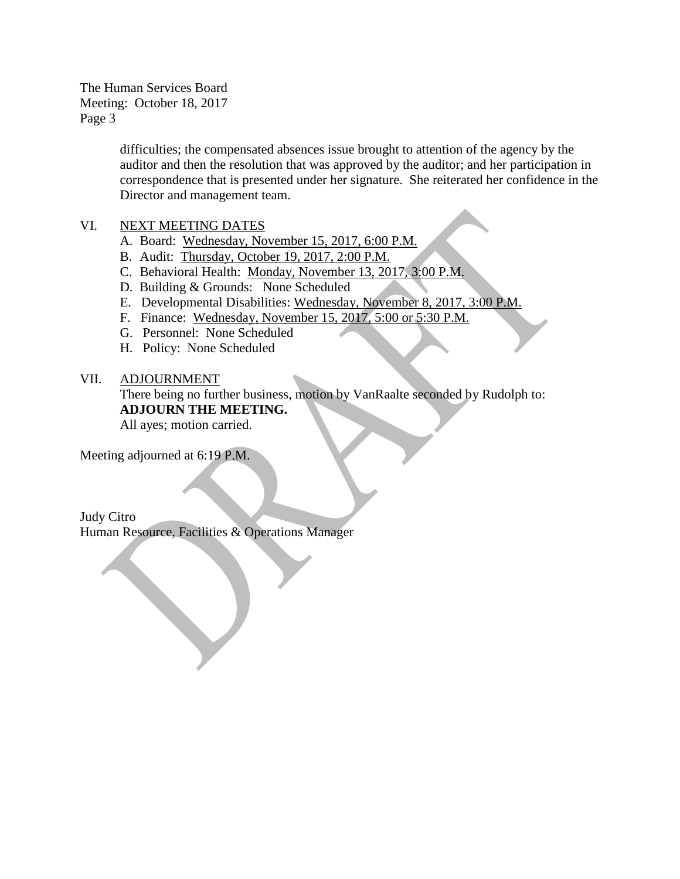difficulties; the compensated absences issue brought to attention of the agency by the auditor and then the resolution that was approved by the auditor; and her participation in correspondence that is presented under her signature. She reiterated her confidence in the Director and management team.

## VI. NEXT MEETING DATES

A. Board: Wednesday, November 15, 2017, 6:00 P.M.
B. Audit: Thursday, October 19, 2017, 2:00 P.M.
C. Behavioral Health: Monday, November 13, 2017, 3:00 P.M.
D. Building & Grounds: None Scheduled
E. Developmental Disabilities: Wednesday, November 8, 2017, 3:00 P.M.
F. Finance: Wednesday, November 15, 2017, 5:00 or 5:30 P.M.
G. Personnel: None Scheduled
H. Policy: None Scheduled

## VII. ADJOURNMENT

There being no further business, motion by VanRaalte seconded by Rudolph to: **ADJOURN THE MEETING.**
All ayes; motion carried.

Meeting adjourned at 6:19 P.M.

Judy Citro
Human Resource, Facilities & Operations Manager